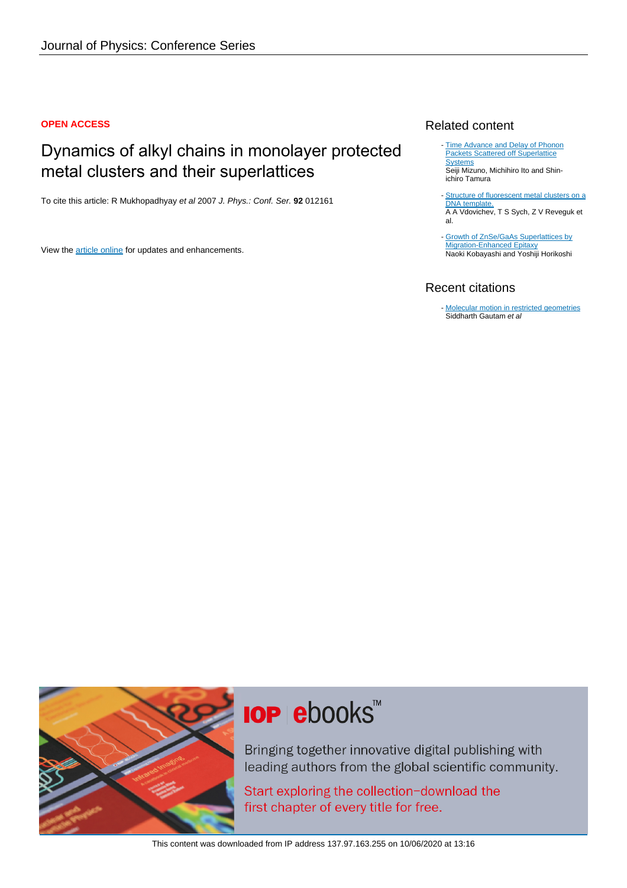**OPEN ACCESS**

# Dynamics of alkyl chains in monolayer protected metal clusters and their superlattices

To cite this article: R Mukhopadhyay *et al* 2007 *J. Phys.: Conf. Ser.* **92** 012161

View the article online for updates and enhancements.

## Related content

- Time Advance and Delay of Phonon Packets Scattered off Superlattice Systems
  Seiji Mizuno, Michihiro Ito and Shin-ichiro Tamura

- Structure of fluorescent metal clusters on a DNA template.
  A A Vdovichev, T S Sych, Z V Reveguk et al.

- Growth of ZnSe/GaAs Superlattices by Migration-Enhanced Epitaxy
  Naoki Kobayashi and Yoshiji Horikoshi

## Recent citations

- Molecular motion in restricted geometries
  Siddharth Gautam *et al*

**IOP ebooks™**

Bringing together innovative digital publishing with leading authors from the global scientific community.

Start exploring the collection–download the first chapter of every title for free.

This content was downloaded from IP address 137.97.163.255 on 10/06/2020 at 13:16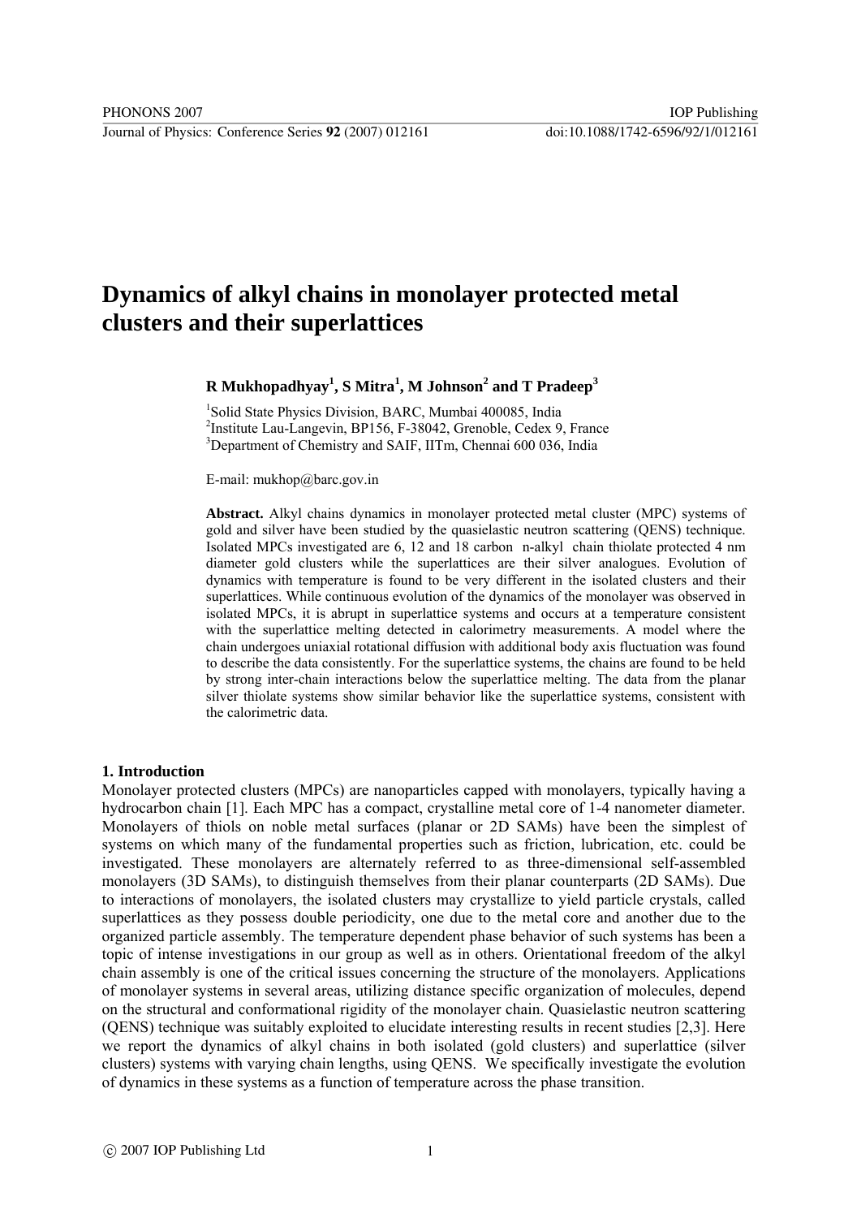# Dynamics of alkyl chains in monolayer protected metal clusters and their superlattices

**R Mukhopadhyay[1], S Mitra[1], M Johnson[2] and T Pradeep[3]**

[1]Solid State Physics Division, BARC, Mumbai 400085, India
[2]Institute Lau-Langevin, BP156, F-38042, Grenoble, Cedex 9, France
[3]Department of Chemistry and SAIF, IITm, Chennai 600 036, India

E-mail: mukhop@barc.gov.in

**Abstract.** Alkyl chains dynamics in monolayer protected metal cluster (MPC) systems of gold and silver have been studied by the quasielastic neutron scattering (QENS) technique. Isolated MPCs investigated are 6, 12 and 18 carbon n-alkyl chain thiolate protected 4 nm diameter gold clusters while the superlattices are their silver analogues. Evolution of dynamics with temperature is found to be very different in the isolated clusters and their superlattices. While continuous evolution of the dynamics of the monolayer was observed in isolated MPCs, it is abrupt in superlattice systems and occurs at a temperature consistent with the superlattice melting detected in calorimetry measurements. A model where the chain undergoes uniaxial rotational diffusion with additional body axis fluctuation was found to describe the data consistently. For the superlattice systems, the chains are found to be held by strong inter-chain interactions below the superlattice melting. The data from the planar silver thiolate systems show similar behavior like the superlattice systems, consistent with the calorimetric data.

## 1. Introduction

Monolayer protected clusters (MPCs) are nanoparticles capped with monolayers, typically having a hydrocarbon chain [1]. Each MPC has a compact, crystalline metal core of 1-4 nanometer diameter. Monolayers of thiols on noble metal surfaces (planar or 2D SAMs) have been the simplest of systems on which many of the fundamental properties such as friction, lubrication, etc. could be investigated. These monolayers are alternately referred to as three-dimensional self-assembled monolayers (3D SAMs), to distinguish themselves from their planar counterparts (2D SAMs). Due to interactions of monolayers, the isolated clusters may crystallize to yield particle crystals, called superlattices as they possess double periodicity, one due to the metal core and another due to the organized particle assembly. The temperature dependent phase behavior of such systems has been a topic of intense investigations in our group as well as in others. Orientational freedom of the alkyl chain assembly is one of the critical issues concerning the structure of the monolayers. Applications of monolayer systems in several areas, utilizing distance specific organization of molecules, depend on the structural and conformational rigidity of the monolayer chain. Quasielastic neutron scattering (QENS) technique was suitably exploited to elucidate interesting results in recent studies [2,3]. Here we report the dynamics of alkyl chains in both isolated (gold clusters) and superlattice (silver clusters) systems with varying chain lengths, using QENS. We specifically investigate the evolution of dynamics in these systems as a function of temperature across the phase transition.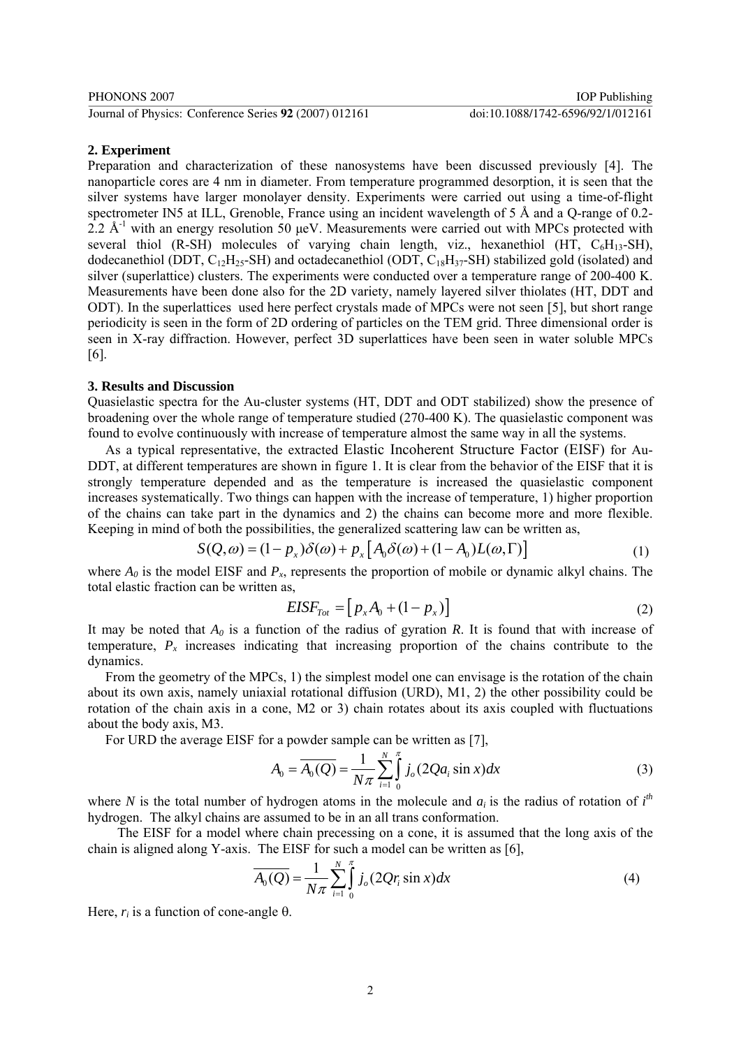## 2. Experiment

Preparation and characterization of these nanosystems have been discussed previously [4]. The nanoparticle cores are 4 nm in diameter. From temperature programmed desorption, it is seen that the silver systems have larger monolayer density. Experiments were carried out using a time-of-flight spectrometer IN5 at ILL, Grenoble, France using an incident wavelength of 5 Å and a Q-range of 0.2-2.2 $Å^{-1}$ with an energy resolution 50 μeV. Measurements were carried out with MPCs protected with several thiol (R-SH) molecules of varying chain length, viz., hexanethiol (HT, $C_6H_{13}$-SH), dodecanethiol (DDT, $C_{12}H_{25}$-SH) and octadecanethiol (ODT, $C_{18}H_{37}$-SH) stabilized gold (isolated) and silver (superlattice) clusters. The experiments were conducted over a temperature range of 200-400 K. Measurements have been done also for the 2D variety, namely layered silver thiolates (HT, DDT and ODT). In the superlattices used here perfect crystals made of MPCs were not seen [5], but short range periodicity is seen in the form of 2D ordering of particles on the TEM grid. Three dimensional order is seen in X-ray diffraction. However, perfect 3D superlattices have been seen in water soluble MPCs [6].

## 3. Results and Discussion

Quasielastic spectra for the Au-cluster systems (HT, DDT and ODT stabilized) show the presence of broadening over the whole range of temperature studied (270-400 K). The quasielastic component was found to evolve continuously with increase of temperature almost the same way in all the systems.

As a typical representative, the extracted Elastic Incoherent Structure Factor (EISF) for Au-DDT, at different temperatures are shown in figure 1. It is clear from the behavior of the EISF that it is strongly temperature depended and as the temperature is increased the quasielastic component increases systematically. Two things can happen with the increase of temperature, 1) higher proportion of the chains can take part in the dynamics and 2) the chains can become more and more flexible. Keeping in mind of both the possibilities, the generalized scattering law can be written as,

$$S(Q,\omega) = (1-p_x)\delta(\omega) + p_x\left[A_0\delta(\omega) + (1-A_0)L(\omega,\Gamma)\right] \tag{1}$$

where $A_0$ is the model EISF and $P_x$, represents the proportion of mobile or dynamic alkyl chains. The total elastic fraction can be written as,

$$EISF_{Tot} = \left[p_x A_0 + (1-p_x)\right] \tag{2}$$

It may be noted that $A_0$ is a function of the radius of gyration $R$. It is found that with increase of temperature, $P_x$ increases indicating that increasing proportion of the chains contribute to the dynamics.

From the geometry of the MPCs, 1) the simplest model one can envisage is the rotation of the chain about its own axis, namely uniaxial rotational diffusion (URD), M1, 2) the other possibility could be rotation of the chain axis in a cone, M2 or 3) chain rotates about its axis coupled with fluctuations about the body axis, M3.

For URD the average EISF for a powder sample can be written as [7],

$$A_0 = \overline{A_0(Q)} = \frac{1}{N\pi}\sum_{i=1}^{N}\int_0^{\pi} j_o(2Qa_i \sin x)dx \tag{3}$$

where $N$ is the total number of hydrogen atoms in the molecule and $a_i$ is the radius of rotation of $i^{th}$ hydrogen. The alkyl chains are assumed to be in an all trans conformation.

The EISF for a model where chain precessing on a cone, it is assumed that the long axis of the chain is aligned along Y-axis. The EISF for such a model can be written as [6],

$$\overline{A_0(Q)} = \frac{1}{N\pi}\sum_{i=1}^{N}\int_0^{\pi} j_o(2Qr_i \sin x)dx \tag{4}$$

Here, $r_i$ is a function of cone-angle θ.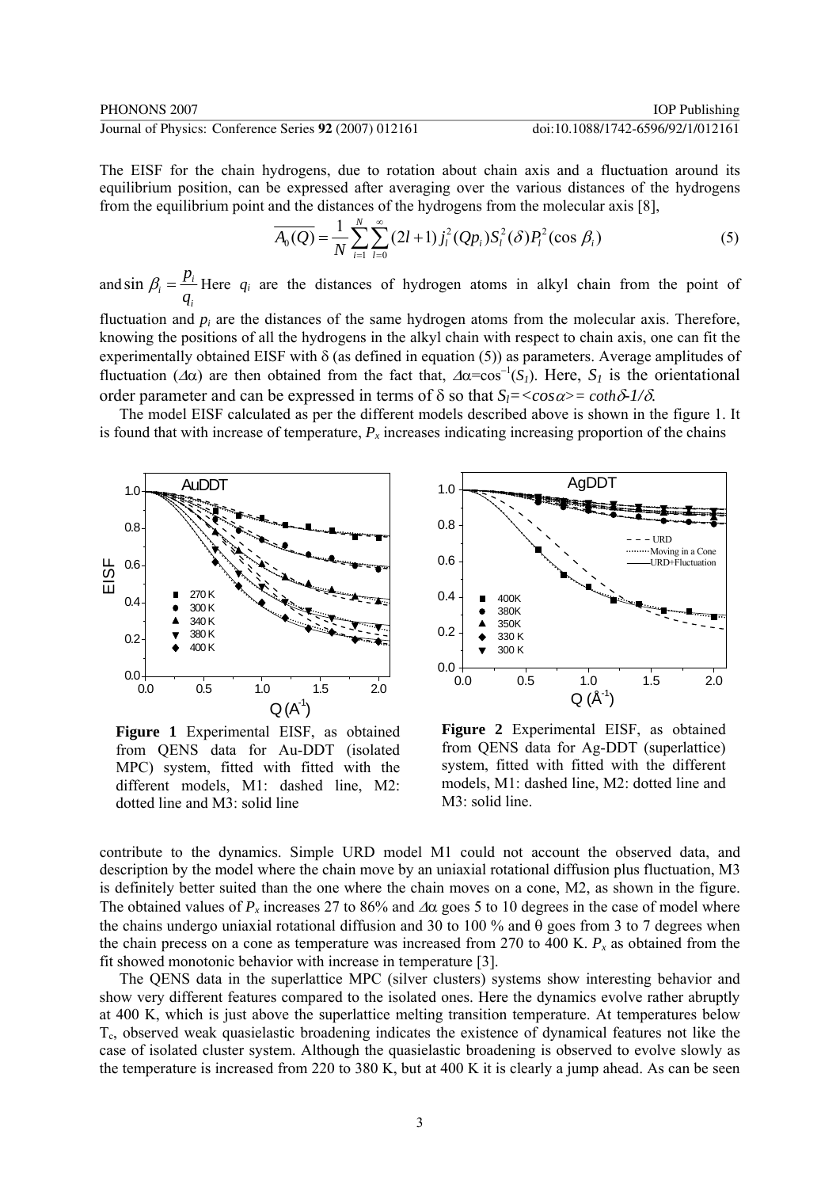The EISF for the chain hydrogens, due to rotation about chain axis and a fluctuation around its equilibrium position, can be expressed after averaging over the various distances of the hydrogens from the equilibrium point and the distances of the hydrogens from the molecular axis [8],

$$\overline{A_0(Q)} = \frac{1}{N}\sum_{i=1}^{N}\sum_{l=0}^{\infty}(2l+1)\,j_l^2(Qp_i)\,S_l^2(\delta)\,P_l^2(\cos\beta_i) \tag{5}$$

and $\sin\beta_i = \dfrac{p_i}{q_i}$ Here $q_i$ are the distances of hydrogen atoms in alkyl chain from the point of fluctuation and $p_i$ are the distances of the same hydrogen atoms from the molecular axis. Therefore, knowing the positions of all the hydrogens in the alkyl chain with respect to chain axis, one can fit the experimentally obtained EISF with δ (as defined in equation (5)) as parameters. Average amplitudes of fluctuation ($\Delta\alpha$) are then obtained from the fact that, $\Delta\alpha=\cos^{-1}(S_1)$. Here, $S_1$ is the orientational order parameter and can be expressed in terms of δ so that $S_l=<\cos\alpha> = \coth\delta - 1/\delta$.

The model EISF calculated as per the different models described above is shown in the figure 1. It is found that with increase of temperature, $P_x$ increases indicating increasing proportion of the chains contribute to the dynamics. Simple URD model M1 could not account the observed data, and description by the model where the chain move by an uniaxial rotational diffusion plus fluctuation, M3 is definitely better suited than the one where the chain moves on a cone, M2, as shown in the figure. The obtained values of $P_x$ increases 27 to 86% and $\Delta\alpha$ goes 5 to 10 degrees in the case of model where the chains undergo uniaxial rotational diffusion and 30 to 100 % and θ goes from 3 to 7 degrees when the chain precess on a cone as temperature was increased from 270 to 400 K. $P_x$ as obtained from the fit showed monotonic behavior with increase in temperature [3].

**Figure 1** Experimental EISF, as obtained from QENS data for Au-DDT (isolated MPC) system, fitted with fitted with the different models, M1: dashed line, M2: dotted line and M3: solid line

**Figure 2** Experimental EISF, as obtained from QENS data for Ag-DDT (superlattice) system, fitted with fitted with the different models, M1: dashed line, M2: dotted line and M3: solid line.

The QENS data in the superlattice MPC (silver clusters) systems show interesting behavior and show very different features compared to the isolated ones. Here the dynamics evolve rather abruptly at 400 K, which is just above the superlattice melting transition temperature. At temperatures below $T_c$, observed weak quasielastic broadening indicates the existence of dynamical features not like the case of isolated cluster system. Although the quasielastic broadening is observed to evolve slowly as the temperature is increased from 220 to 380 K, but at 400 K it is clearly a jump ahead. As can be seen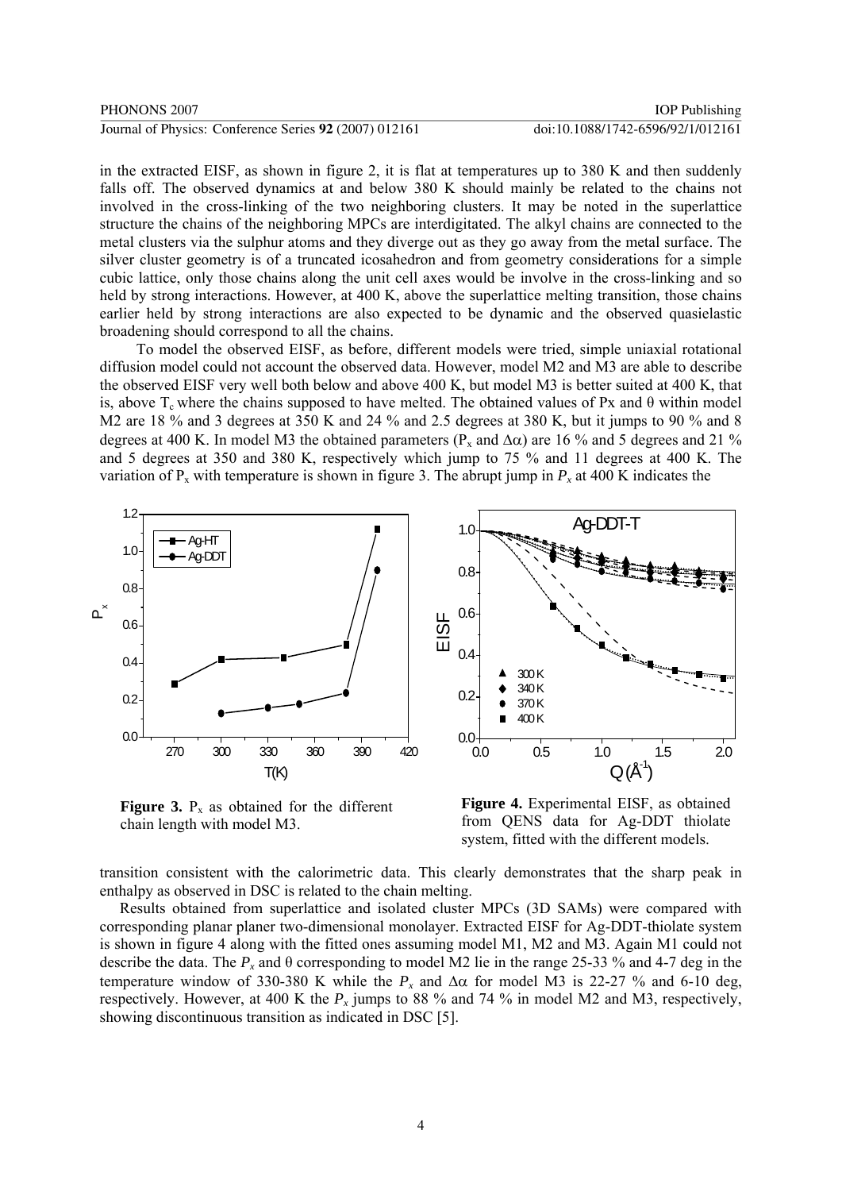in the extracted EISF, as shown in figure 2, it is flat at temperatures up to 380 K and then suddenly falls off. The observed dynamics at and below 380 K should mainly be related to the chains not involved in the cross-linking of the two neighboring clusters. It may be noted in the superlattice structure the chains of the neighboring MPCs are interdigitated. The alkyl chains are connected to the metal clusters via the sulphur atoms and they diverge out as they go away from the metal surface. The silver cluster geometry is of a truncated icosahedron and from geometry considerations for a simple cubic lattice, only those chains along the unit cell axes would be involve in the cross-linking and so held by strong interactions. However, at 400 K, above the superlattice melting transition, those chains earlier held by strong interactions are also expected to be dynamic and the observed quasielastic broadening should correspond to all the chains.

To model the observed EISF, as before, different models were tried, simple uniaxial rotational diffusion model could not account the observed data. However, model M2 and M3 are able to describe the observed EISF very well both below and above 400 K, but model M3 is better suited at 400 K, that is, above $T_c$ where the chains supposed to have melted. The obtained values of Px and θ within model M2 are 18 % and 3 degrees at 350 K and 24 % and 2.5 degrees at 380 K, but it jumps to 90 % and 8 degrees at 400 K. In model M3 the obtained parameters ($P_x$ and $\Delta\alpha$) are 16 % and 5 degrees and 21 % and 5 degrees at 350 and 380 K, respectively which jump to 75 % and 11 degrees at 400 K. The variation of $P_x$ with temperature is shown in figure 3. The abrupt jump in $P_x$ at 400 K indicates the transition consistent with the calorimetric data. This clearly demonstrates that the sharp peak in enthalpy as observed in DSC is related to the chain melting.

**Figure 3.** $P_x$ as obtained for the different chain length with model M3.

**Figure 4.** Experimental EISF, as obtained from QENS data for Ag-DDT thiolate system, fitted with the different models.

Results obtained from superlattice and isolated cluster MPCs (3D SAMs) were compared with corresponding planar planer two-dimensional monolayer. Extracted EISF for Ag-DDT-thiolate system is shown in figure 4 along with the fitted ones assuming model M1, M2 and M3. Again M1 could not describe the data. The $P_x$ and θ corresponding to model M2 lie in the range 25-33 % and 4-7 deg in the temperature window of 330-380 K while the $P_x$ and $\Delta\alpha$ for model M3 is 22-27 % and 6-10 deg, respectively. However, at 400 K the $P_x$ jumps to 88 % and 74 % in model M2 and M3, respectively, showing discontinuous transition as indicated in DSC [5].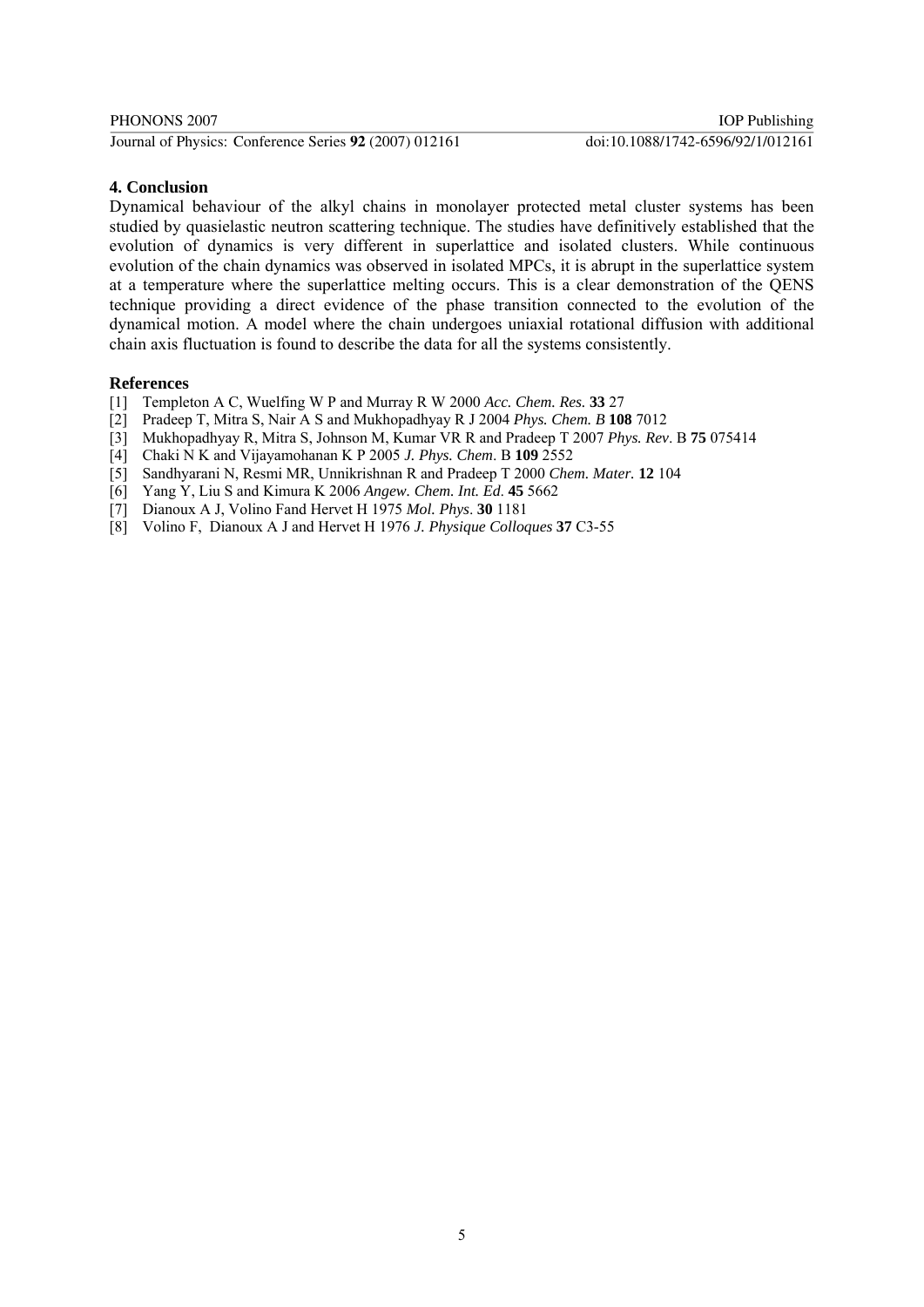## 4. Conclusion

Dynamical behaviour of the alkyl chains in monolayer protected metal cluster systems has been studied by quasielastic neutron scattering technique. The studies have definitively established that the evolution of dynamics is very different in superlattice and isolated clusters. While continuous evolution of the chain dynamics was observed in isolated MPCs, it is abrupt in the superlattice system at a temperature where the superlattice melting occurs. This is a clear demonstration of the QENS technique providing a direct evidence of the phase transition connected to the evolution of the dynamical motion. A model where the chain undergoes uniaxial rotational diffusion with additional chain axis fluctuation is found to describe the data for all the systems consistently.

## References

[1] Templeton A C, Wuelfing W P and Murray R W 2000 *Acc. Chem. Res.* **33** 27

[2] Pradeep T, Mitra S, Nair A S and Mukhopadhyay R J 2004 *Phys. Chem. B* **108** 7012

[3] Mukhopadhyay R, Mitra S, Johnson M, Kumar VR R and Pradeep T 2007 *Phys. Rev*. B **75** 075414

[4] Chaki N K and Vijayamohanan K P 2005 *J. Phys. Chem*. B **109** 2552

[5] Sandhyarani N, Resmi MR, Unnikrishnan R and Pradeep T 2000 *Chem. Mater.* **12** 104

[6] Yang Y, Liu S and Kimura K 2006 *Angew. Chem. Int. Ed*. **45** 5662

[7] Dianoux A J, Volino Fand Hervet H 1975 *Mol. Phys*. **30** 1181

[8] Volino F, Dianoux A J and Hervet H 1976 *J. Physique Colloques* **37** C3-55